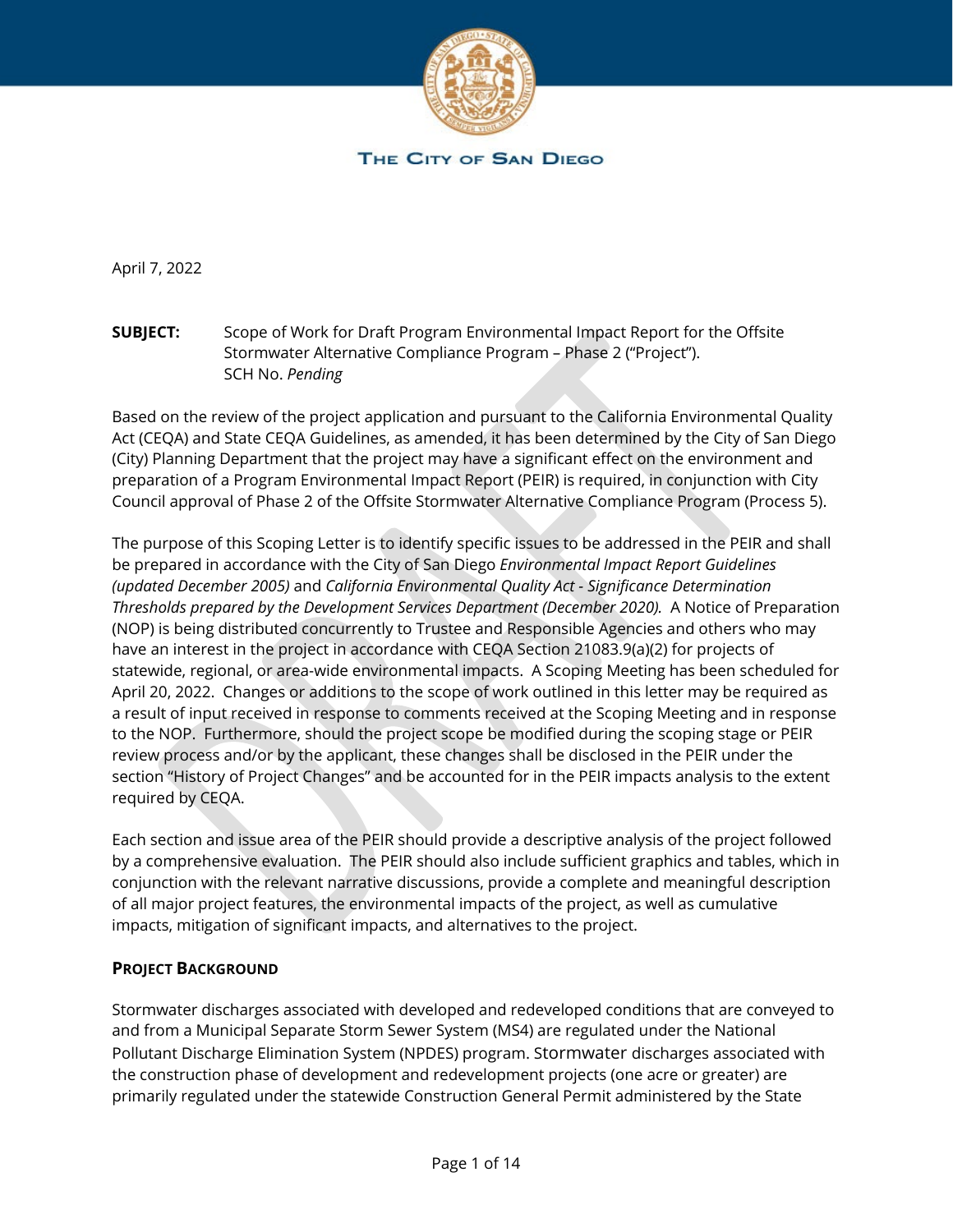THE CITY OF SAN DIEGO

April 7, 2022

**SUBJECT:** Scope of Work for Draft Program Environmental Impact Report for the Offsite Stormwater Alternative Compliance Program – Phase 2 ("Project"). SCH No. *Pending*

Based on the review of the project application and pursuant to the California Environmental Quality Act (CEQA) and State CEQA Guidelines, as amended, it has been determined by the City of San Diego (City) Planning Department that the project may have a significant effect on the environment and preparation of a Program Environmental Impact Report (PEIR) is required, in conjunction with City Council approval of Phase 2 of the Offsite Stormwater Alternative Compliance Program (Process 5).

The purpose of this Scoping Letter is to identify specific issues to be addressed in the PEIR and shall be prepared in accordance with the City of San Diego *Environmental Impact Report Guidelines (updated December 2005)* and *California Environmental Quality Act - Significance Determination Thresholds prepared by the Development Services Department (December 2020).* A Notice of Preparation (NOP) is being distributed concurrently to Trustee and Responsible Agencies and others who may have an interest in the project in accordance with CEQA Section 21083.9(a)(2) for projects of statewide, regional, or area-wide environmental impacts. A Scoping Meeting has been scheduled for April 20, 2022. Changes or additions to the scope of work outlined in this letter may be required as a result of input received in response to comments received at the Scoping Meeting and in response to the NOP. Furthermore, should the project scope be modified during the scoping stage or PEIR review process and/or by the applicant, these changes shall be disclosed in the PEIR under the section "History of Project Changes" and be accounted for in the PEIR impacts analysis to the extent required by CEQA.

Each section and issue area of the PEIR should provide a descriptive analysis of the project followed by a comprehensive evaluation. The PEIR should also include sufficient graphics and tables, which in conjunction with the relevant narrative discussions, provide a complete and meaningful description of all major project features, the environmental impacts of the project, as well as cumulative impacts, mitigation of significant impacts, and alternatives to the project.

## PROJECT BACKGROUND

Stormwater discharges associated with developed and redeveloped conditions that are conveyed to and from a Municipal Separate Storm Sewer System (MS4) are regulated under the National Pollutant Discharge Elimination System (NPDES) program. Stormwater discharges associated with the construction phase of development and redevelopment projects (one acre or greater) are primarily regulated under the statewide Construction General Permit administered by the State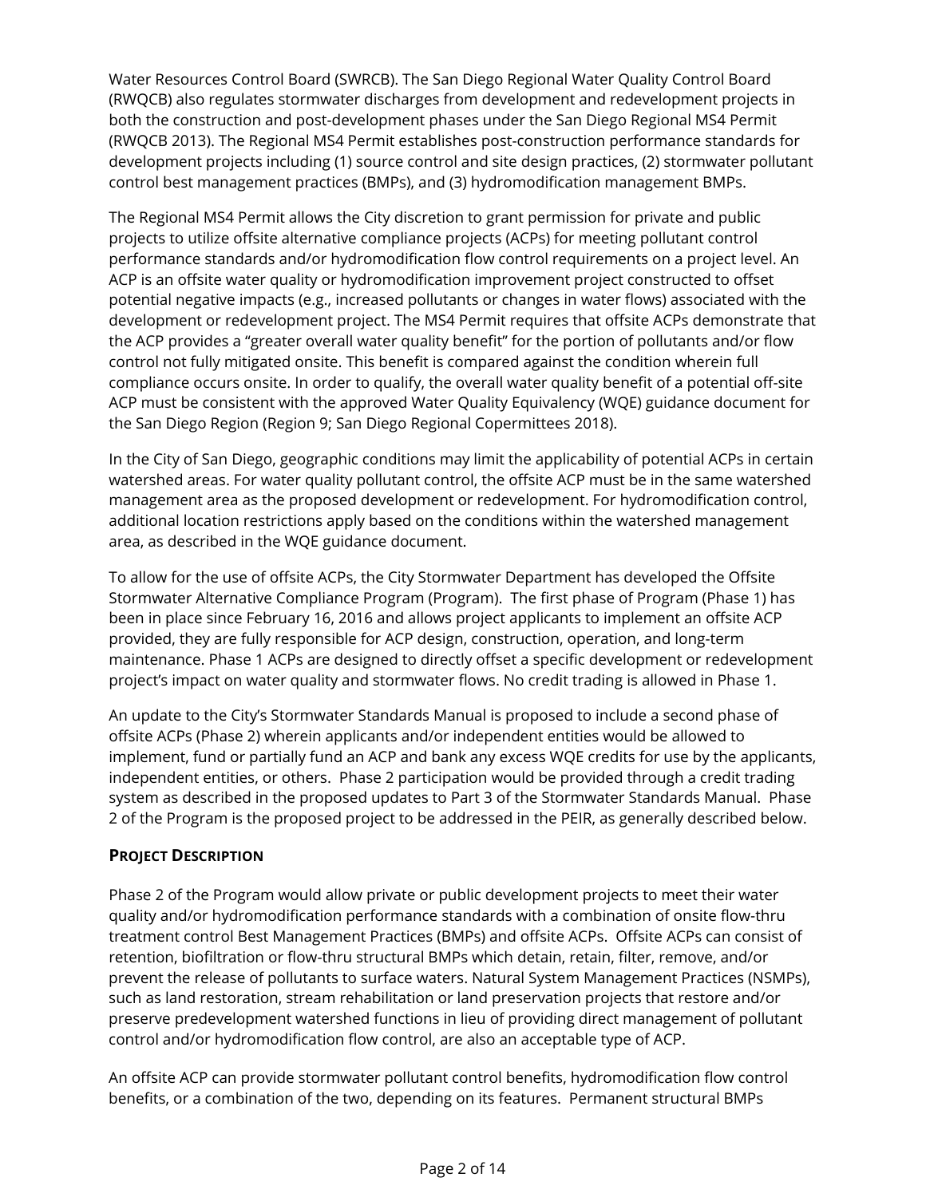Water Resources Control Board (SWRCB). The San Diego Regional Water Quality Control Board (RWQCB) also regulates stormwater discharges from development and redevelopment projects in both the construction and post-development phases under the San Diego Regional MS4 Permit (RWQCB 2013). The Regional MS4 Permit establishes post-construction performance standards for development projects including (1) source control and site design practices, (2) stormwater pollutant control best management practices (BMPs), and (3) hydromodification management BMPs.

The Regional MS4 Permit allows the City discretion to grant permission for private and public projects to utilize offsite alternative compliance projects (ACPs) for meeting pollutant control performance standards and/or hydromodification flow control requirements on a project level. An ACP is an offsite water quality or hydromodification improvement project constructed to offset potential negative impacts (e.g., increased pollutants or changes in water flows) associated with the development or redevelopment project. The MS4 Permit requires that offsite ACPs demonstrate that the ACP provides a "greater overall water quality benefit" for the portion of pollutants and/or flow control not fully mitigated onsite. This benefit is compared against the condition wherein full compliance occurs onsite. In order to qualify, the overall water quality benefit of a potential off-site ACP must be consistent with the approved Water Quality Equivalency (WQE) guidance document for the San Diego Region (Region 9; San Diego Regional Copermittees 2018).

In the City of San Diego, geographic conditions may limit the applicability of potential ACPs in certain watershed areas. For water quality pollutant control, the offsite ACP must be in the same watershed management area as the proposed development or redevelopment. For hydromodification control, additional location restrictions apply based on the conditions within the watershed management area, as described in the WQE guidance document.

To allow for the use of offsite ACPs, the City Stormwater Department has developed the Offsite Stormwater Alternative Compliance Program (Program). The first phase of Program (Phase 1) has been in place since February 16, 2016 and allows project applicants to implement an offsite ACP provided, they are fully responsible for ACP design, construction, operation, and long-term maintenance. Phase 1 ACPs are designed to directly offset a specific development or redevelopment project's impact on water quality and stormwater flows. No credit trading is allowed in Phase 1.

An update to the City's Stormwater Standards Manual is proposed to include a second phase of offsite ACPs (Phase 2) wherein applicants and/or independent entities would be allowed to implement, fund or partially fund an ACP and bank any excess WQE credits for use by the applicants, independent entities, or others. Phase 2 participation would be provided through a credit trading system as described in the proposed updates to Part 3 of the Stormwater Standards Manual. Phase 2 of the Program is the proposed project to be addressed in the PEIR, as generally described below.

**PROJECT DESCRIPTION**

Phase 2 of the Program would allow private or public development projects to meet their water quality and/or hydromodification performance standards with a combination of onsite flow-thru treatment control Best Management Practices (BMPs) and offsite ACPs. Offsite ACPs can consist of retention, biofiltration or flow-thru structural BMPs which detain, retain, filter, remove, and/or prevent the release of pollutants to surface waters. Natural System Management Practices (NSMPs), such as land restoration, stream rehabilitation or land preservation projects that restore and/or preserve predevelopment watershed functions in lieu of providing direct management of pollutant control and/or hydromodification flow control, are also an acceptable type of ACP.

An offsite ACP can provide stormwater pollutant control benefits, hydromodification flow control benefits, or a combination of the two, depending on its features. Permanent structural BMPs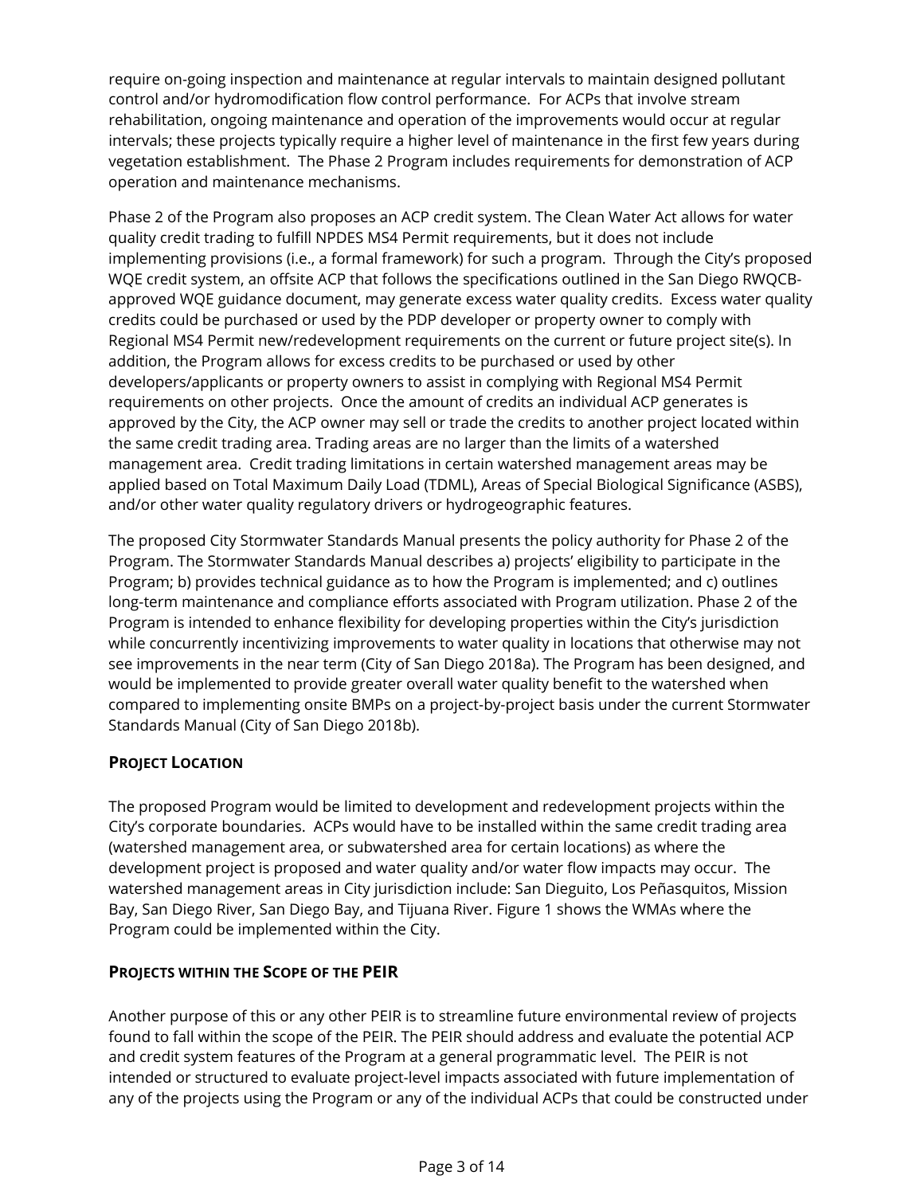require on-going inspection and maintenance at regular intervals to maintain designed pollutant control and/or hydromodification flow control performance. For ACPs that involve stream rehabilitation, ongoing maintenance and operation of the improvements would occur at regular intervals; these projects typically require a higher level of maintenance in the first few years during vegetation establishment. The Phase 2 Program includes requirements for demonstration of ACP operation and maintenance mechanisms.

Phase 2 of the Program also proposes an ACP credit system. The Clean Water Act allows for water quality credit trading to fulfill NPDES MS4 Permit requirements, but it does not include implementing provisions (i.e., a formal framework) for such a program. Through the City's proposed WQE credit system, an offsite ACP that follows the specifications outlined in the San Diego RWQCB-approved WQE guidance document, may generate excess water quality credits. Excess water quality credits could be purchased or used by the PDP developer or property owner to comply with Regional MS4 Permit new/redevelopment requirements on the current or future project site(s). In addition, the Program allows for excess credits to be purchased or used by other developers/applicants or property owners to assist in complying with Regional MS4 Permit requirements on other projects. Once the amount of credits an individual ACP generates is approved by the City, the ACP owner may sell or trade the credits to another project located within the same credit trading area. Trading areas are no larger than the limits of a watershed management area. Credit trading limitations in certain watershed management areas may be applied based on Total Maximum Daily Load (TDML), Areas of Special Biological Significance (ASBS), and/or other water quality regulatory drivers or hydrogeographic features.

The proposed City Stormwater Standards Manual presents the policy authority for Phase 2 of the Program. The Stormwater Standards Manual describes a) projects' eligibility to participate in the Program; b) provides technical guidance as to how the Program is implemented; and c) outlines long-term maintenance and compliance efforts associated with Program utilization. Phase 2 of the Program is intended to enhance flexibility for developing properties within the City's jurisdiction while concurrently incentivizing improvements to water quality in locations that otherwise may not see improvements in the near term (City of San Diego 2018a). The Program has been designed, and would be implemented to provide greater overall water quality benefit to the watershed when compared to implementing onsite BMPs on a project-by-project basis under the current Stormwater Standards Manual (City of San Diego 2018b).

## PROJECT LOCATION

The proposed Program would be limited to development and redevelopment projects within the City's corporate boundaries. ACPs would have to be installed within the same credit trading area (watershed management area, or subwatershed area for certain locations) as where the development project is proposed and water quality and/or water flow impacts may occur. The watershed management areas in City jurisdiction include: San Dieguito, Los Peñasquitos, Mission Bay, San Diego River, San Diego Bay, and Tijuana River. Figure 1 shows the WMAs where the Program could be implemented within the City.

## PROJECTS WITHIN THE SCOPE OF THE PEIR

Another purpose of this or any other PEIR is to streamline future environmental review of projects found to fall within the scope of the PEIR. The PEIR should address and evaluate the potential ACP and credit system features of the Program at a general programmatic level. The PEIR is not intended or structured to evaluate project-level impacts associated with future implementation of any of the projects using the Program or any of the individual ACPs that could be constructed under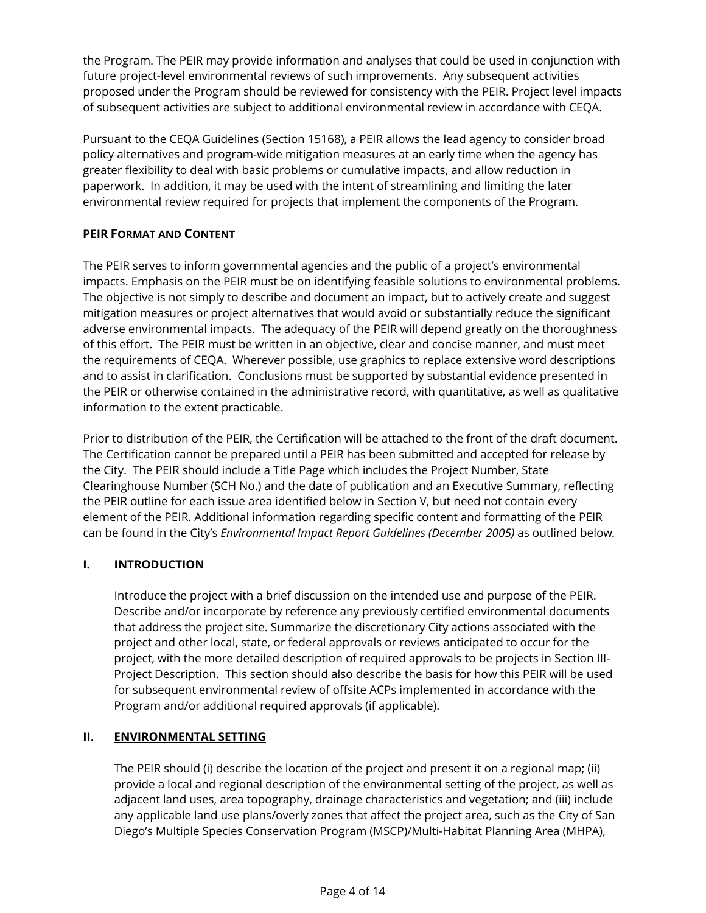the Program. The PEIR may provide information and analyses that could be used in conjunction with future project-level environmental reviews of such improvements. Any subsequent activities proposed under the Program should be reviewed for consistency with the PEIR. Project level impacts of subsequent activities are subject to additional environmental review in accordance with CEQA.

Pursuant to the CEQA Guidelines (Section 15168), a PEIR allows the lead agency to consider broad policy alternatives and program-wide mitigation measures at an early time when the agency has greater flexibility to deal with basic problems or cumulative impacts, and allow reduction in paperwork. In addition, it may be used with the intent of streamlining and limiting the later environmental review required for projects that implement the components of the Program.

**PEIR FORMAT AND CONTENT**

The PEIR serves to inform governmental agencies and the public of a project's environmental impacts. Emphasis on the PEIR must be on identifying feasible solutions to environmental problems. The objective is not simply to describe and document an impact, but to actively create and suggest mitigation measures or project alternatives that would avoid or substantially reduce the significant adverse environmental impacts. The adequacy of the PEIR will depend greatly on the thoroughness of this effort. The PEIR must be written in an objective, clear and concise manner, and must meet the requirements of CEQA. Wherever possible, use graphics to replace extensive word descriptions and to assist in clarification. Conclusions must be supported by substantial evidence presented in the PEIR or otherwise contained in the administrative record, with quantitative, as well as qualitative information to the extent practicable.

Prior to distribution of the PEIR, the Certification will be attached to the front of the draft document. The Certification cannot be prepared until a PEIR has been submitted and accepted for release by the City. The PEIR should include a Title Page which includes the Project Number, State Clearinghouse Number (SCH No.) and the date of publication and an Executive Summary, reflecting the PEIR outline for each issue area identified below in Section V, but need not contain every element of the PEIR. Additional information regarding specific content and formatting of the PEIR can be found in the City's *Environmental Impact Report Guidelines (December 2005)* as outlined below.

## I. INTRODUCTION

Introduce the project with a brief discussion on the intended use and purpose of the PEIR. Describe and/or incorporate by reference any previously certified environmental documents that address the project site. Summarize the discretionary City actions associated with the project and other local, state, or federal approvals or reviews anticipated to occur for the project, with the more detailed description of required approvals to be projects in Section III-Project Description. This section should also describe the basis for how this PEIR will be used for subsequent environmental review of offsite ACPs implemented in accordance with the Program and/or additional required approvals (if applicable).

## II. ENVIRONMENTAL SETTING

The PEIR should (i) describe the location of the project and present it on a regional map; (ii) provide a local and regional description of the environmental setting of the project, as well as adjacent land uses, area topography, drainage characteristics and vegetation; and (iii) include any applicable land use plans/overly zones that affect the project area, such as the City of San Diego's Multiple Species Conservation Program (MSCP)/Multi-Habitat Planning Area (MHPA),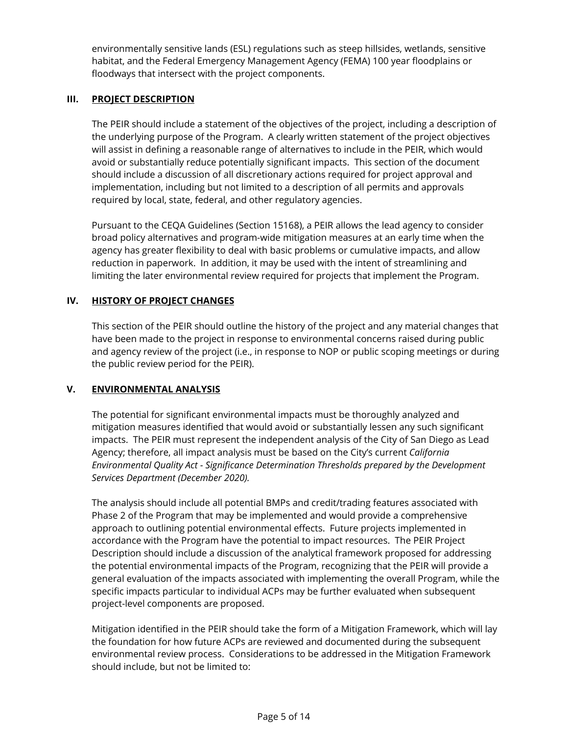environmentally sensitive lands (ESL) regulations such as steep hillsides, wetlands, sensitive habitat, and the Federal Emergency Management Agency (FEMA) 100 year floodplains or floodways that intersect with the project components.

## III. PROJECT DESCRIPTION

The PEIR should include a statement of the objectives of the project, including a description of the underlying purpose of the Program. A clearly written statement of the project objectives will assist in defining a reasonable range of alternatives to include in the PEIR, which would avoid or substantially reduce potentially significant impacts. This section of the document should include a discussion of all discretionary actions required for project approval and implementation, including but not limited to a description of all permits and approvals required by local, state, federal, and other regulatory agencies.

Pursuant to the CEQA Guidelines (Section 15168), a PEIR allows the lead agency to consider broad policy alternatives and program-wide mitigation measures at an early time when the agency has greater flexibility to deal with basic problems or cumulative impacts, and allow reduction in paperwork. In addition, it may be used with the intent of streamlining and limiting the later environmental review required for projects that implement the Program.

## IV. HISTORY OF PROJECT CHANGES

This section of the PEIR should outline the history of the project and any material changes that have been made to the project in response to environmental concerns raised during public and agency review of the project (i.e., in response to NOP or public scoping meetings or during the public review period for the PEIR).

## V. ENVIRONMENTAL ANALYSIS

The potential for significant environmental impacts must be thoroughly analyzed and mitigation measures identified that would avoid or substantially lessen any such significant impacts. The PEIR must represent the independent analysis of the City of San Diego as Lead Agency; therefore, all impact analysis must be based on the City's current *California Environmental Quality Act - Significance Determination Thresholds prepared by the Development Services Department (December 2020).*

The analysis should include all potential BMPs and credit/trading features associated with Phase 2 of the Program that may be implemented and would provide a comprehensive approach to outlining potential environmental effects. Future projects implemented in accordance with the Program have the potential to impact resources. The PEIR Project Description should include a discussion of the analytical framework proposed for addressing the potential environmental impacts of the Program, recognizing that the PEIR will provide a general evaluation of the impacts associated with implementing the overall Program, while the specific impacts particular to individual ACPs may be further evaluated when subsequent project-level components are proposed.

Mitigation identified in the PEIR should take the form of a Mitigation Framework, which will lay the foundation for how future ACPs are reviewed and documented during the subsequent environmental review process. Considerations to be addressed in the Mitigation Framework should include, but not be limited to: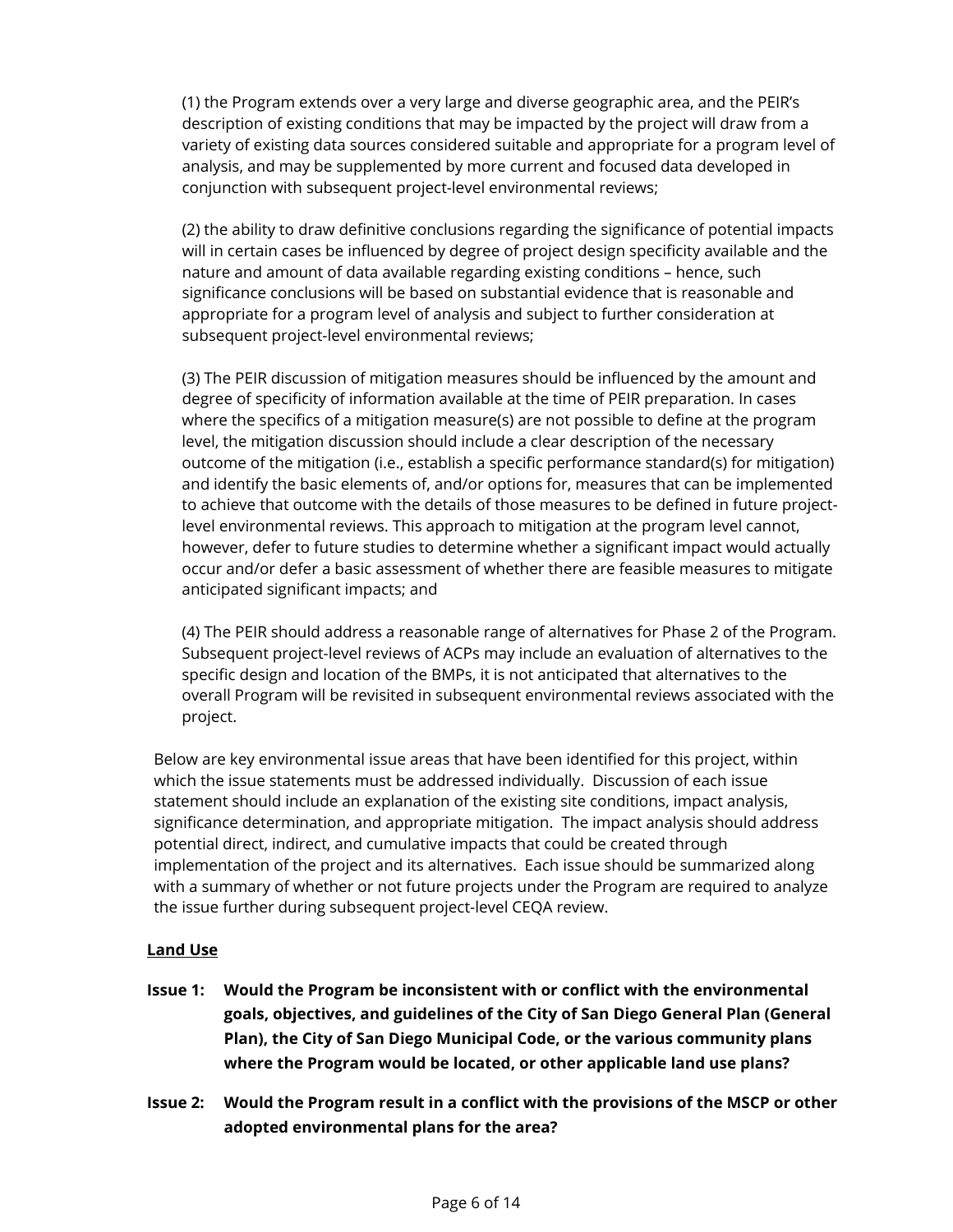(1) the Program extends over a very large and diverse geographic area, and the PEIR's description of existing conditions that may be impacted by the project will draw from a variety of existing data sources considered suitable and appropriate for a program level of analysis, and may be supplemented by more current and focused data developed in conjunction with subsequent project-level environmental reviews;

(2) the ability to draw definitive conclusions regarding the significance of potential impacts will in certain cases be influenced by degree of project design specificity available and the nature and amount of data available regarding existing conditions – hence, such significance conclusions will be based on substantial evidence that is reasonable and appropriate for a program level of analysis and subject to further consideration at subsequent project-level environmental reviews;

(3) The PEIR discussion of mitigation measures should be influenced by the amount and degree of specificity of information available at the time of PEIR preparation. In cases where the specifics of a mitigation measure(s) are not possible to define at the program level, the mitigation discussion should include a clear description of the necessary outcome of the mitigation (i.e., establish a specific performance standard(s) for mitigation) and identify the basic elements of, and/or options for, measures that can be implemented to achieve that outcome with the details of those measures to be defined in future project-level environmental reviews. This approach to mitigation at the program level cannot, however, defer to future studies to determine whether a significant impact would actually occur and/or defer a basic assessment of whether there are feasible measures to mitigate anticipated significant impacts; and

(4) The PEIR should address a reasonable range of alternatives for Phase 2 of the Program. Subsequent project-level reviews of ACPs may include an evaluation of alternatives to the specific design and location of the BMPs, it is not anticipated that alternatives to the overall Program will be revisited in subsequent environmental reviews associated with the project.

Below are key environmental issue areas that have been identified for this project, within which the issue statements must be addressed individually. Discussion of each issue statement should include an explanation of the existing site conditions, impact analysis, significance determination, and appropriate mitigation. The impact analysis should address potential direct, indirect, and cumulative impacts that could be created through implementation of the project and its alternatives. Each issue should be summarized along with a summary of whether or not future projects under the Program are required to analyze the issue further during subsequent project-level CEQA review.

**<u>Land Use</u>**

**Issue 1: Would the Program be inconsistent with or conflict with the environmental goals, objectives, and guidelines of the City of San Diego General Plan (General Plan), the City of San Diego Municipal Code, or the various community plans where the Program would be located, or other applicable land use plans?**

**Issue 2: Would the Program result in a conflict with the provisions of the MSCP or other adopted environmental plans for the area?**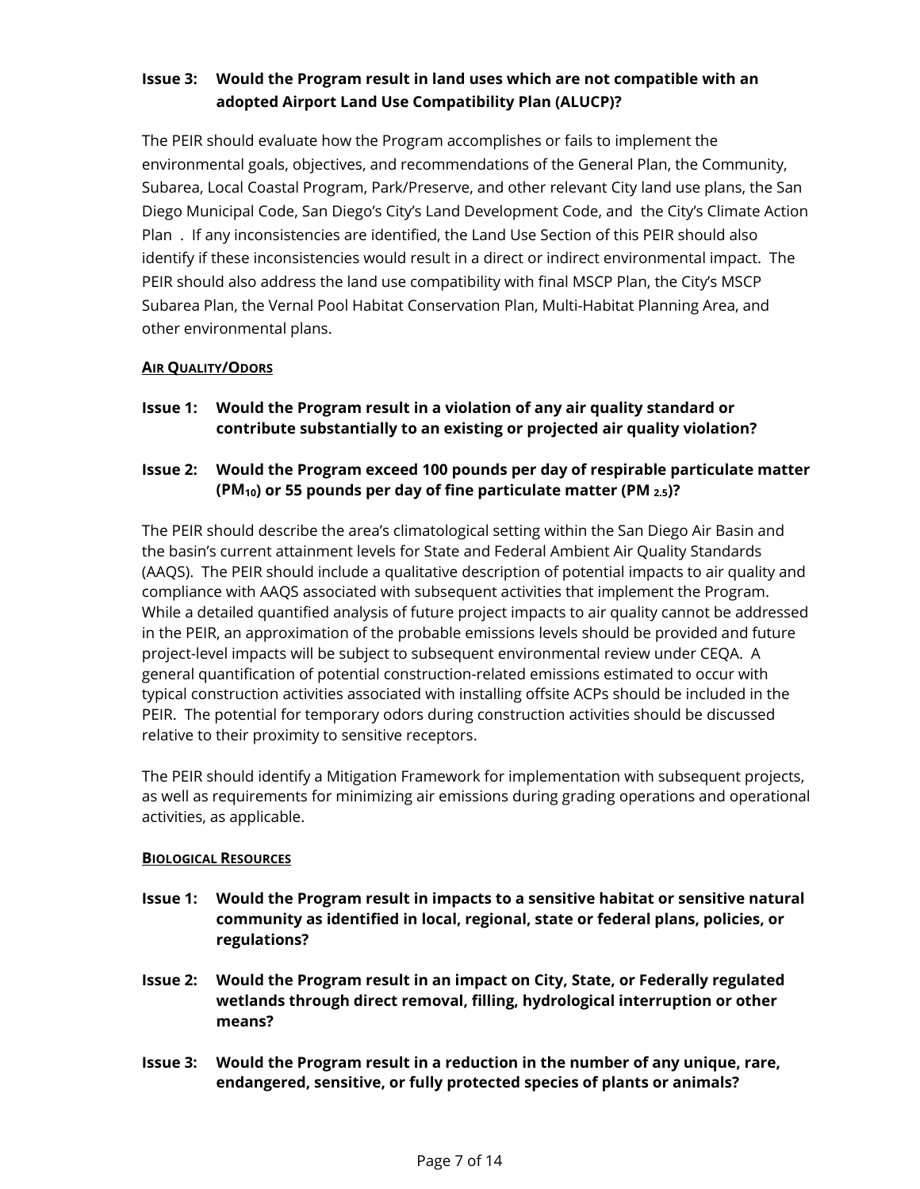**Issue 3: Would the Program result in land uses which are not compatible with an adopted Airport Land Use Compatibility Plan (ALUCP)?**

The PEIR should evaluate how the Program accomplishes or fails to implement the environmental goals, objectives, and recommendations of the General Plan, the Community, Subarea, Local Coastal Program, Park/Preserve, and other relevant City land use plans, the San Diego Municipal Code, San Diego's City's Land Development Code, and the City's Climate Action Plan . If any inconsistencies are identified, the Land Use Section of this PEIR should also identify if these inconsistencies would result in a direct or indirect environmental impact. The PEIR should also address the land use compatibility with final MSCP Plan, the City's MSCP Subarea Plan, the Vernal Pool Habitat Conservation Plan, Multi-Habitat Planning Area, and other environmental plans.

**AIR QUALITY/ODORS**

**Issue 1: Would the Program result in a violation of any air quality standard or contribute substantially to an existing or projected air quality violation?**

**Issue 2: Would the Program exceed 100 pounds per day of respirable particulate matter ($PM_{10}$) or 55 pounds per day of fine particulate matter ($PM_{2.5}$)?**

The PEIR should describe the area's climatological setting within the San Diego Air Basin and the basin's current attainment levels for State and Federal Ambient Air Quality Standards (AAQS). The PEIR should include a qualitative description of potential impacts to air quality and compliance with AAQS associated with subsequent activities that implement the Program. While a detailed quantified analysis of future project impacts to air quality cannot be addressed in the PEIR, an approximation of the probable emissions levels should be provided and future project-level impacts will be subject to subsequent environmental review under CEQA. A general quantification of potential construction-related emissions estimated to occur with typical construction activities associated with installing offsite ACPs should be included in the PEIR. The potential for temporary odors during construction activities should be discussed relative to their proximity to sensitive receptors.

The PEIR should identify a Mitigation Framework for implementation with subsequent projects, as well as requirements for minimizing air emissions during grading operations and operational activities, as applicable.

**BIOLOGICAL RESOURCES**

**Issue 1: Would the Program result in impacts to a sensitive habitat or sensitive natural community as identified in local, regional, state or federal plans, policies, or regulations?**

**Issue 2: Would the Program result in an impact on City, State, or Federally regulated wetlands through direct removal, filling, hydrological interruption or other means?**

**Issue 3: Would the Program result in a reduction in the number of any unique, rare, endangered, sensitive, or fully protected species of plants or animals?**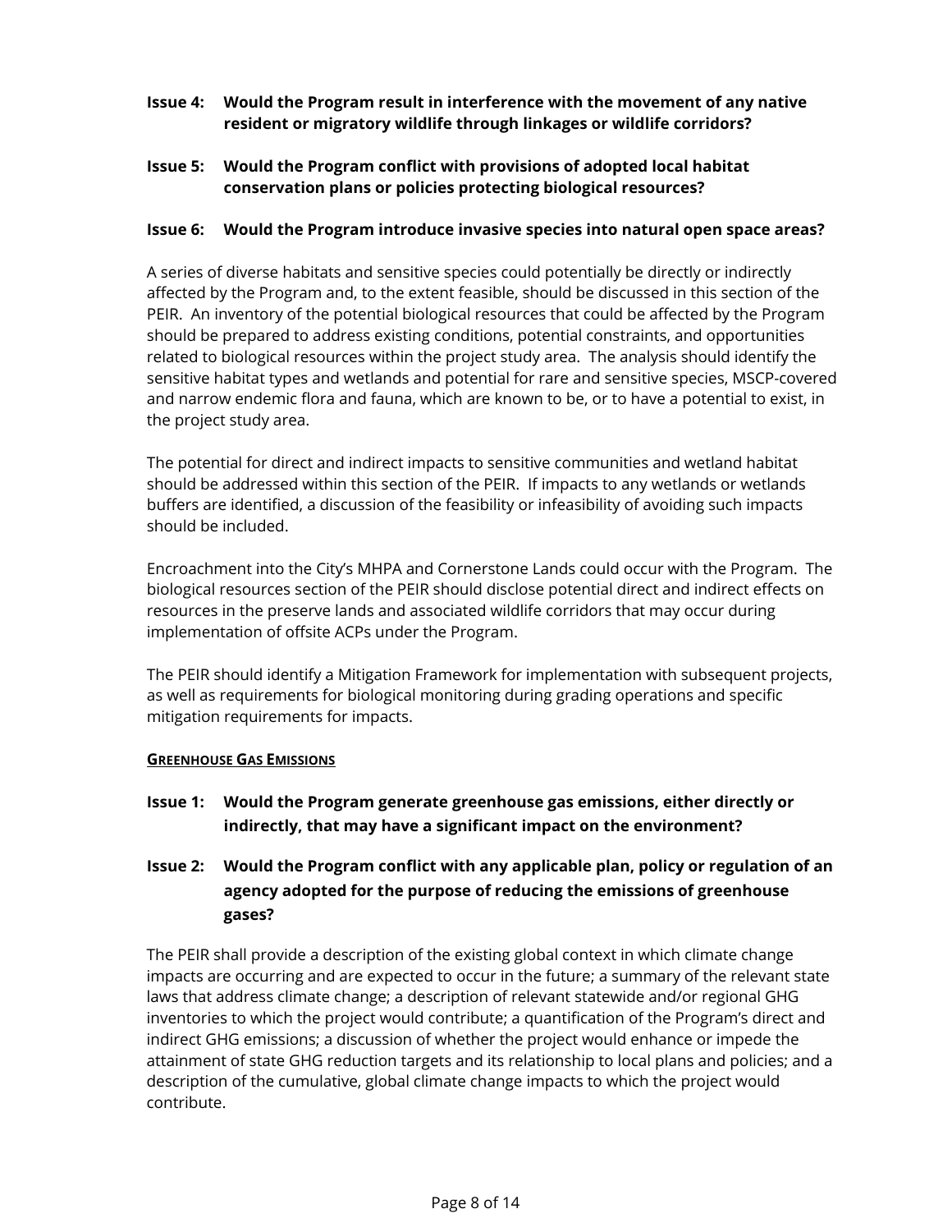**Issue 4: Would the Program result in interference with the movement of any native resident or migratory wildlife through linkages or wildlife corridors?**

**Issue 5: Would the Program conflict with provisions of adopted local habitat conservation plans or policies protecting biological resources?**

**Issue 6: Would the Program introduce invasive species into natural open space areas?**

A series of diverse habitats and sensitive species could potentially be directly or indirectly affected by the Program and, to the extent feasible, should be discussed in this section of the PEIR. An inventory of the potential biological resources that could be affected by the Program should be prepared to address existing conditions, potential constraints, and opportunities related to biological resources within the project study area. The analysis should identify the sensitive habitat types and wetlands and potential for rare and sensitive species, MSCP-covered and narrow endemic flora and fauna, which are known to be, or to have a potential to exist, in the project study area.

The potential for direct and indirect impacts to sensitive communities and wetland habitat should be addressed within this section of the PEIR. If impacts to any wetlands or wetlands buffers are identified, a discussion of the feasibility or infeasibility of avoiding such impacts should be included.

Encroachment into the City's MHPA and Cornerstone Lands could occur with the Program. The biological resources section of the PEIR should disclose potential direct and indirect effects on resources in the preserve lands and associated wildlife corridors that may occur during implementation of offsite ACPs under the Program.

The PEIR should identify a Mitigation Framework for implementation with subsequent projects, as well as requirements for biological monitoring during grading operations and specific mitigation requirements for impacts.

### GREENHOUSE GAS EMISSIONS

**Issue 1: Would the Program generate greenhouse gas emissions, either directly or indirectly, that may have a significant impact on the environment?**

**Issue 2: Would the Program conflict with any applicable plan, policy or regulation of an agency adopted for the purpose of reducing the emissions of greenhouse gases?**

The PEIR shall provide a description of the existing global context in which climate change impacts are occurring and are expected to occur in the future; a summary of the relevant state laws that address climate change; a description of relevant statewide and/or regional GHG inventories to which the project would contribute; a quantification of the Program's direct and indirect GHG emissions; a discussion of whether the project would enhance or impede the attainment of state GHG reduction targets and its relationship to local plans and policies; and a description of the cumulative, global climate change impacts to which the project would contribute.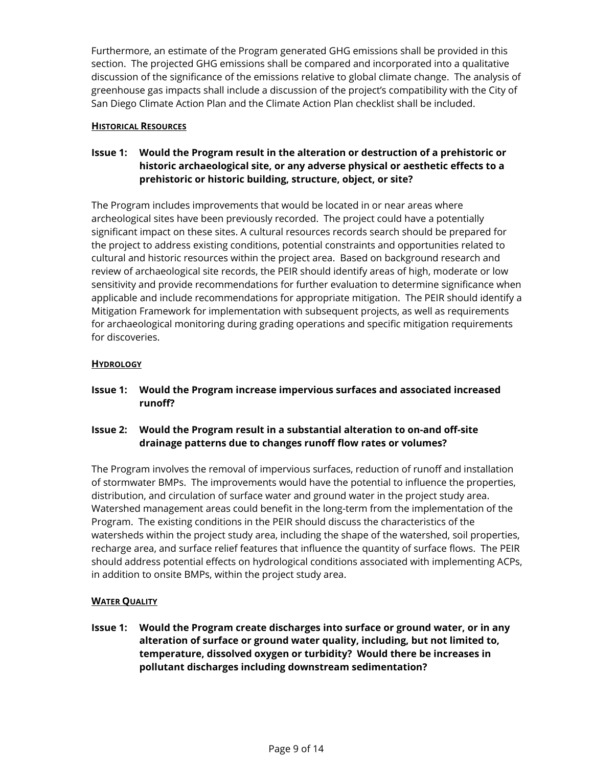Furthermore, an estimate of the Program generated GHG emissions shall be provided in this section. The projected GHG emissions shall be compared and incorporated into a qualitative discussion of the significance of the emissions relative to global climate change. The analysis of greenhouse gas impacts shall include a discussion of the project's compatibility with the City of San Diego Climate Action Plan and the Climate Action Plan checklist shall be included.

### HISTORICAL RESOURCES

**Issue 1: Would the Program result in the alteration or destruction of a prehistoric or historic archaeological site, or any adverse physical or aesthetic effects to a prehistoric or historic building, structure, object, or site?**

The Program includes improvements that would be located in or near areas where archeological sites have been previously recorded. The project could have a potentially significant impact on these sites. A cultural resources records search should be prepared for the project to address existing conditions, potential constraints and opportunities related to cultural and historic resources within the project area. Based on background research and review of archaeological site records, the PEIR should identify areas of high, moderate or low sensitivity and provide recommendations for further evaluation to determine significance when applicable and include recommendations for appropriate mitigation. The PEIR should identify a Mitigation Framework for implementation with subsequent projects, as well as requirements for archaeological monitoring during grading operations and specific mitigation requirements for discoveries.

### HYDROLOGY

**Issue 1: Would the Program increase impervious surfaces and associated increased runoff?**

**Issue 2: Would the Program result in a substantial alteration to on-and off-site drainage patterns due to changes runoff flow rates or volumes?**

The Program involves the removal of impervious surfaces, reduction of runoff and installation of stormwater BMPs. The improvements would have the potential to influence the properties, distribution, and circulation of surface water and ground water in the project study area. Watershed management areas could benefit in the long-term from the implementation of the Program. The existing conditions in the PEIR should discuss the characteristics of the watersheds within the project study area, including the shape of the watershed, soil properties, recharge area, and surface relief features that influence the quantity of surface flows. The PEIR should address potential effects on hydrological conditions associated with implementing ACPs, in addition to onsite BMPs, within the project study area.

### WATER QUALITY

**Issue 1: Would the Program create discharges into surface or ground water, or in any alteration of surface or ground water quality, including, but not limited to, temperature, dissolved oxygen or turbidity? Would there be increases in pollutant discharges including downstream sedimentation?**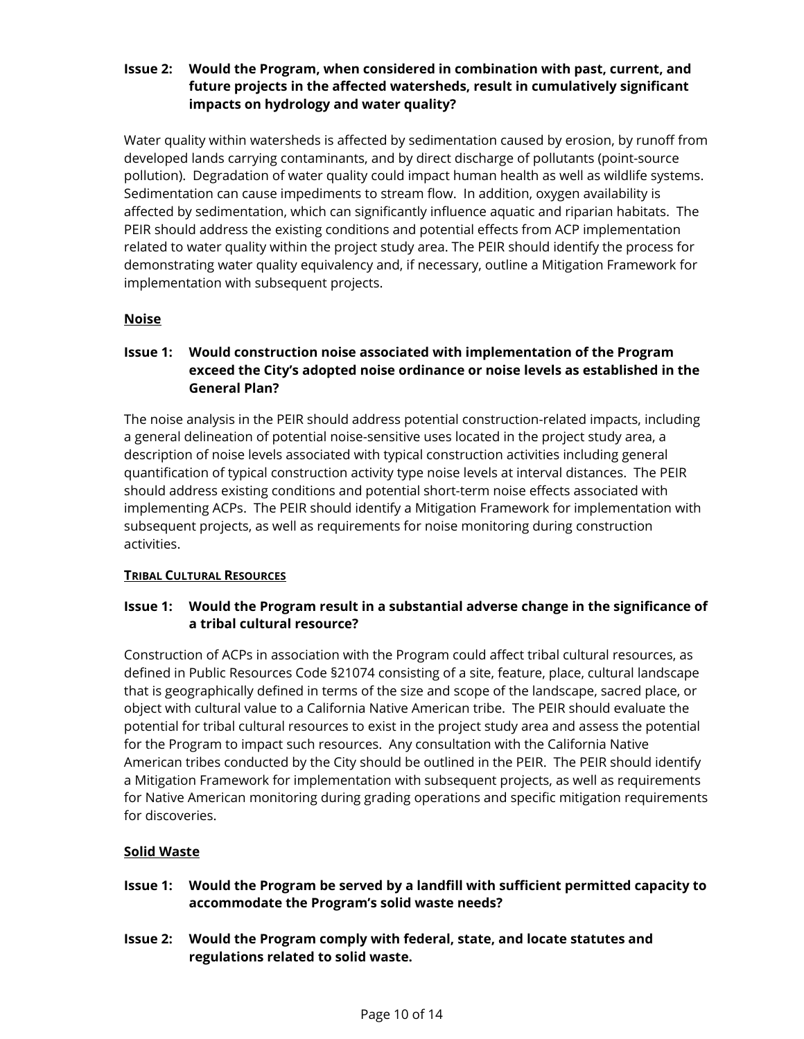**Issue 2: Would the Program, when considered in combination with past, current, and future projects in the affected watersheds, result in cumulatively significant impacts on hydrology and water quality?**

Water quality within watersheds is affected by sedimentation caused by erosion, by runoff from developed lands carrying contaminants, and by direct discharge of pollutants (point-source pollution). Degradation of water quality could impact human health as well as wildlife systems. Sedimentation can cause impediments to stream flow. In addition, oxygen availability is affected by sedimentation, which can significantly influence aquatic and riparian habitats. The PEIR should address the existing conditions and potential effects from ACP implementation related to water quality within the project study area. The PEIR should identify the process for demonstrating water quality equivalency and, if necessary, outline a Mitigation Framework for implementation with subsequent projects.

**<u>Noise</u>**

**Issue 1: Would construction noise associated with implementation of the Program exceed the City's adopted noise ordinance or noise levels as established in the General Plan?**

The noise analysis in the PEIR should address potential construction-related impacts, including a general delineation of potential noise-sensitive uses located in the project study area, a description of noise levels associated with typical construction activities including general quantification of typical construction activity type noise levels at interval distances. The PEIR should address existing conditions and potential short-term noise effects associated with implementing ACPs. The PEIR should identify a Mitigation Framework for implementation with subsequent projects, as well as requirements for noise monitoring during construction activities.

**<u>TRIBAL CULTURAL RESOURCES</u>**

**Issue 1: Would the Program result in a substantial adverse change in the significance of a tribal cultural resource?**

Construction of ACPs in association with the Program could affect tribal cultural resources, as defined in Public Resources Code §21074 consisting of a site, feature, place, cultural landscape that is geographically defined in terms of the size and scope of the landscape, sacred place, or object with cultural value to a California Native American tribe. The PEIR should evaluate the potential for tribal cultural resources to exist in the project study area and assess the potential for the Program to impact such resources. Any consultation with the California Native American tribes conducted by the City should be outlined in the PEIR. The PEIR should identify a Mitigation Framework for implementation with subsequent projects, as well as requirements for Native American monitoring during grading operations and specific mitigation requirements for discoveries.

**<u>Solid Waste</u>**

**Issue 1: Would the Program be served by a landfill with sufficient permitted capacity to accommodate the Program's solid waste needs?**

**Issue 2: Would the Program comply with federal, state, and locate statutes and regulations related to solid waste.**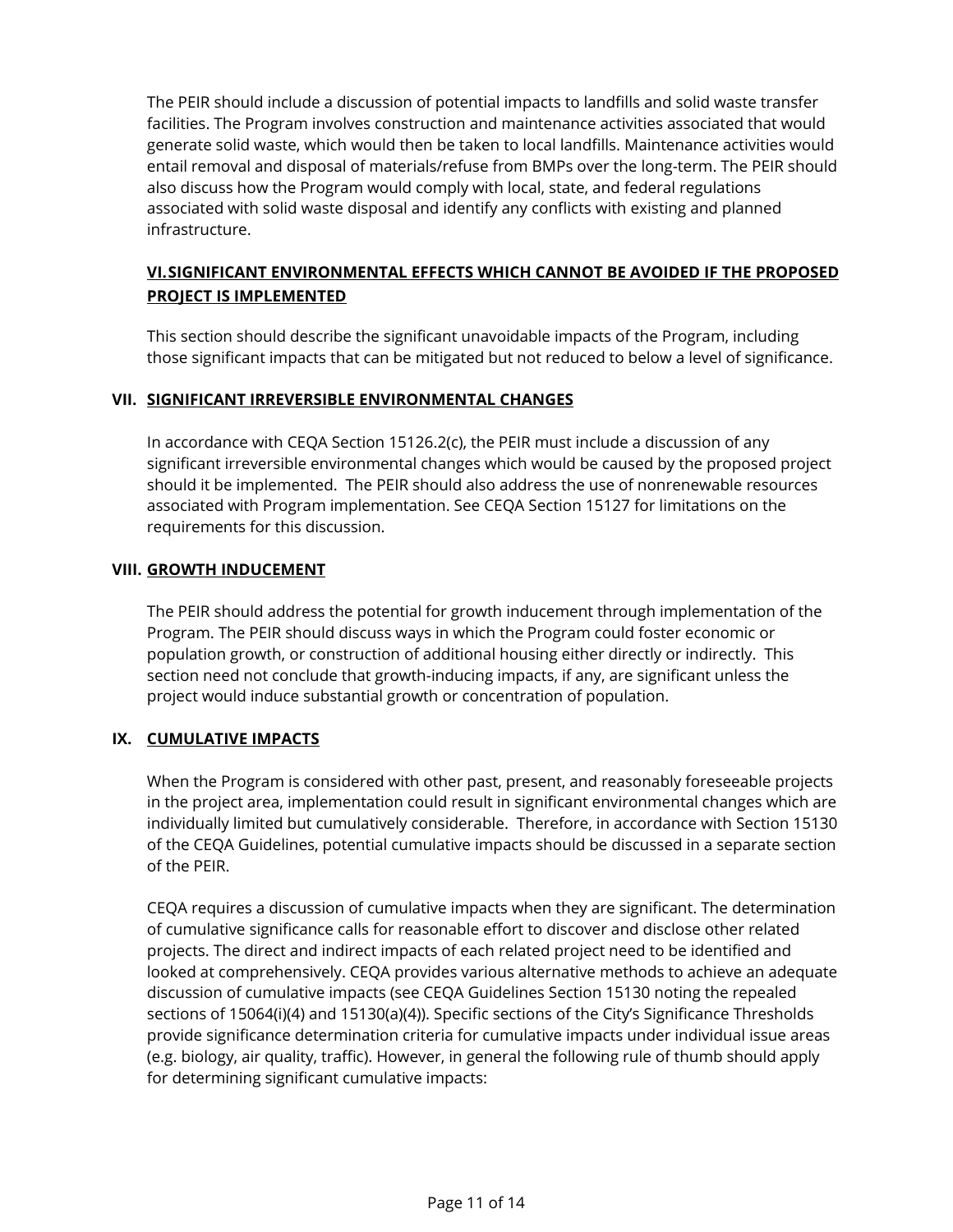The PEIR should include a discussion of potential impacts to landfills and solid waste transfer facilities. The Program involves construction and maintenance activities associated that would generate solid waste, which would then be taken to local landfills. Maintenance activities would entail removal and disposal of materials/refuse from BMPs over the long-term. The PEIR should also discuss how the Program would comply with local, state, and federal regulations associated with solid waste disposal and identify any conflicts with existing and planned infrastructure.

## VI. SIGNIFICANT ENVIRONMENTAL EFFECTS WHICH CANNOT BE AVOIDED IF THE PROPOSED PROJECT IS IMPLEMENTED

This section should describe the significant unavoidable impacts of the Program, including those significant impacts that can be mitigated but not reduced to below a level of significance.

## VII. SIGNIFICANT IRREVERSIBLE ENVIRONMENTAL CHANGES

In accordance with CEQA Section 15126.2(c), the PEIR must include a discussion of any significant irreversible environmental changes which would be caused by the proposed project should it be implemented. The PEIR should also address the use of nonrenewable resources associated with Program implementation. See CEQA Section 15127 for limitations on the requirements for this discussion.

## VIII. GROWTH INDUCEMENT

The PEIR should address the potential for growth inducement through implementation of the Program. The PEIR should discuss ways in which the Program could foster economic or population growth, or construction of additional housing either directly or indirectly. This section need not conclude that growth-inducing impacts, if any, are significant unless the project would induce substantial growth or concentration of population.

## IX. CUMULATIVE IMPACTS

When the Program is considered with other past, present, and reasonably foreseeable projects in the project area, implementation could result in significant environmental changes which are individually limited but cumulatively considerable. Therefore, in accordance with Section 15130 of the CEQA Guidelines, potential cumulative impacts should be discussed in a separate section of the PEIR.

CEQA requires a discussion of cumulative impacts when they are significant. The determination of cumulative significance calls for reasonable effort to discover and disclose other related projects. The direct and indirect impacts of each related project need to be identified and looked at comprehensively. CEQA provides various alternative methods to achieve an adequate discussion of cumulative impacts (see CEQA Guidelines Section 15130 noting the repealed sections of 15064(i)(4) and 15130(a)(4)). Specific sections of the City's Significance Thresholds provide significance determination criteria for cumulative impacts under individual issue areas (e.g. biology, air quality, traffic). However, in general the following rule of thumb should apply for determining significant cumulative impacts: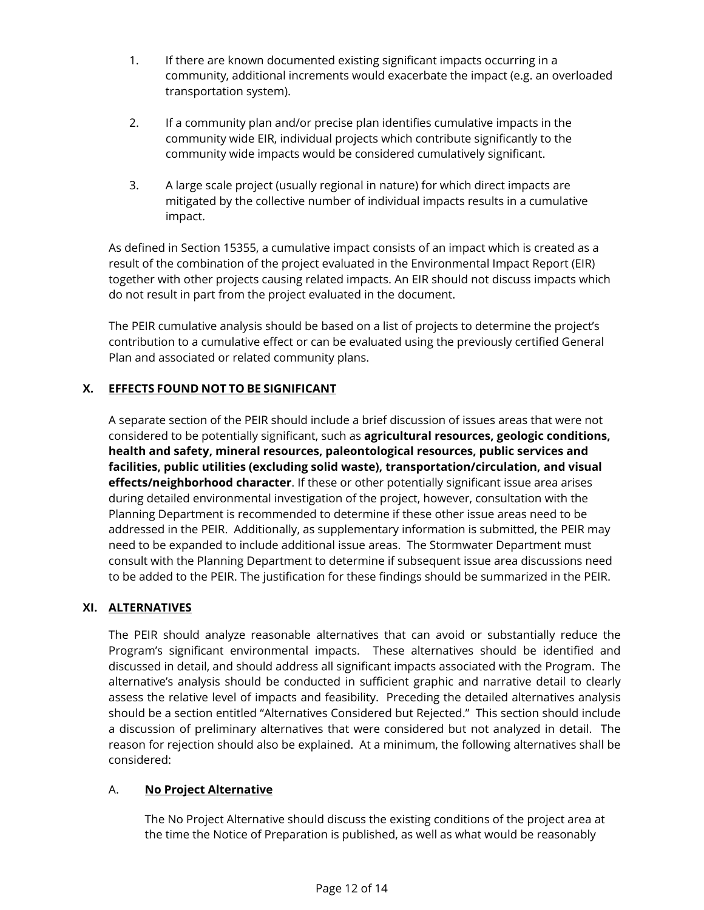1. If there are known documented existing significant impacts occurring in a community, additional increments would exacerbate the impact (e.g. an overloaded transportation system).

2. If a community plan and/or precise plan identifies cumulative impacts in the community wide EIR, individual projects which contribute significantly to the community wide impacts would be considered cumulatively significant.

3. A large scale project (usually regional in nature) for which direct impacts are mitigated by the collective number of individual impacts results in a cumulative impact.

As defined in Section 15355, a cumulative impact consists of an impact which is created as a result of the combination of the project evaluated in the Environmental Impact Report (EIR) together with other projects causing related impacts. An EIR should not discuss impacts which do not result in part from the project evaluated in the document.

The PEIR cumulative analysis should be based on a list of projects to determine the project's contribution to a cumulative effect or can be evaluated using the previously certified General Plan and associated or related community plans.

## X. <u>EFFECTS FOUND NOT TO BE SIGNIFICANT</u>

A separate section of the PEIR should include a brief discussion of issues areas that were not considered to be potentially significant, such as **agricultural resources, geologic conditions, health and safety, mineral resources, paleontological resources, public services and facilities, public utilities (excluding solid waste), transportation/circulation, and visual effects/neighborhood character**. If these or other potentially significant issue area arises during detailed environmental investigation of the project, however, consultation with the Planning Department is recommended to determine if these other issue areas need to be addressed in the PEIR. Additionally, as supplementary information is submitted, the PEIR may need to be expanded to include additional issue areas. The Stormwater Department must consult with the Planning Department to determine if subsequent issue area discussions need to be added to the PEIR. The justification for these findings should be summarized in the PEIR.

## XI. <u>ALTERNATIVES</u>

The PEIR should analyze reasonable alternatives that can avoid or substantially reduce the Program's significant environmental impacts. These alternatives should be identified and discussed in detail, and should address all significant impacts associated with the Program. The alternative's analysis should be conducted in sufficient graphic and narrative detail to clearly assess the relative level of impacts and feasibility. Preceding the detailed alternatives analysis should be a section entitled "Alternatives Considered but Rejected." This section should include a discussion of preliminary alternatives that were considered but not analyzed in detail. The reason for rejection should also be explained. At a minimum, the following alternatives shall be considered:

### A. <u>No Project Alternative</u>

The No Project Alternative should discuss the existing conditions of the project area at the time the Notice of Preparation is published, as well as what would be reasonably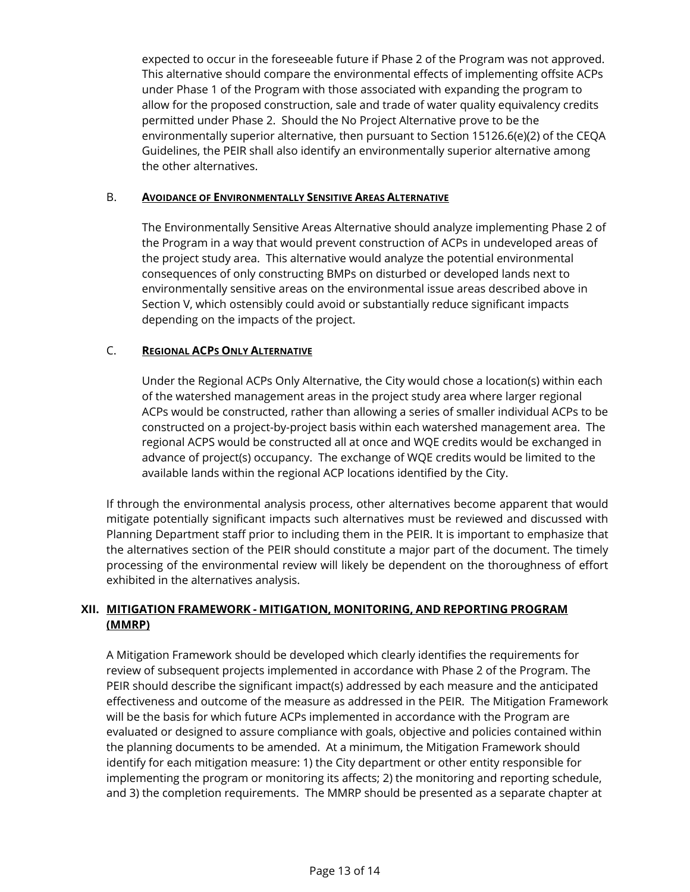expected to occur in the foreseeable future if Phase 2 of the Program was not approved. This alternative should compare the environmental effects of implementing offsite ACPs under Phase 1 of the Program with those associated with expanding the program to allow for the proposed construction, sale and trade of water quality equivalency credits permitted under Phase 2. Should the No Project Alternative prove to be the environmentally superior alternative, then pursuant to Section 15126.6(e)(2) of the CEQA Guidelines, the PEIR shall also identify an environmentally superior alternative among the other alternatives.

### B. AVOIDANCE OF ENVIRONMENTALLY SENSITIVE AREAS ALTERNATIVE

The Environmentally Sensitive Areas Alternative should analyze implementing Phase 2 of the Program in a way that would prevent construction of ACPs in undeveloped areas of the project study area. This alternative would analyze the potential environmental consequences of only constructing BMPs on disturbed or developed lands next to environmentally sensitive areas on the environmental issue areas described above in Section V, which ostensibly could avoid or substantially reduce significant impacts depending on the impacts of the project.

### C. REGIONAL ACPS ONLY ALTERNATIVE

Under the Regional ACPs Only Alternative, the City would chose a location(s) within each of the watershed management areas in the project study area where larger regional ACPs would be constructed, rather than allowing a series of smaller individual ACPs to be constructed on a project-by-project basis within each watershed management area. The regional ACPS would be constructed all at once and WQE credits would be exchanged in advance of project(s) occupancy. The exchange of WQE credits would be limited to the available lands within the regional ACP locations identified by the City.

If through the environmental analysis process, other alternatives become apparent that would mitigate potentially significant impacts such alternatives must be reviewed and discussed with Planning Department staff prior to including them in the PEIR. It is important to emphasize that the alternatives section of the PEIR should constitute a major part of the document. The timely processing of the environmental review will likely be dependent on the thoroughness of effort exhibited in the alternatives analysis.

## XII. MITIGATION FRAMEWORK - MITIGATION, MONITORING, AND REPORTING PROGRAM (MMRP)

A Mitigation Framework should be developed which clearly identifies the requirements for review of subsequent projects implemented in accordance with Phase 2 of the Program. The PEIR should describe the significant impact(s) addressed by each measure and the anticipated effectiveness and outcome of the measure as addressed in the PEIR. The Mitigation Framework will be the basis for which future ACPs implemented in accordance with the Program are evaluated or designed to assure compliance with goals, objective and policies contained within the planning documents to be amended. At a minimum, the Mitigation Framework should identify for each mitigation measure: 1) the City department or other entity responsible for implementing the program or monitoring its affects; 2) the monitoring and reporting schedule, and 3) the completion requirements. The MMRP should be presented as a separate chapter at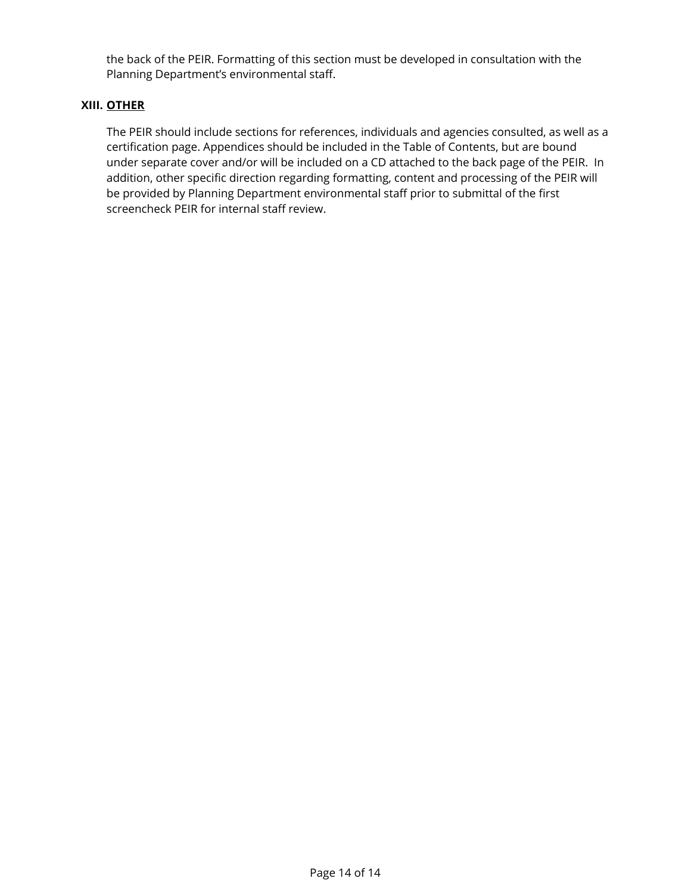the back of the PEIR. Formatting of this section must be developed in consultation with the Planning Department's environmental staff.

## XIII. <u>OTHER</u>

The PEIR should include sections for references, individuals and agencies consulted, as well as a certification page. Appendices should be included in the Table of Contents, but are bound under separate cover and/or will be included on a CD attached to the back page of the PEIR. In addition, other specific direction regarding formatting, content and processing of the PEIR will be provided by Planning Department environmental staff prior to submittal of the first screencheck PEIR for internal staff review.